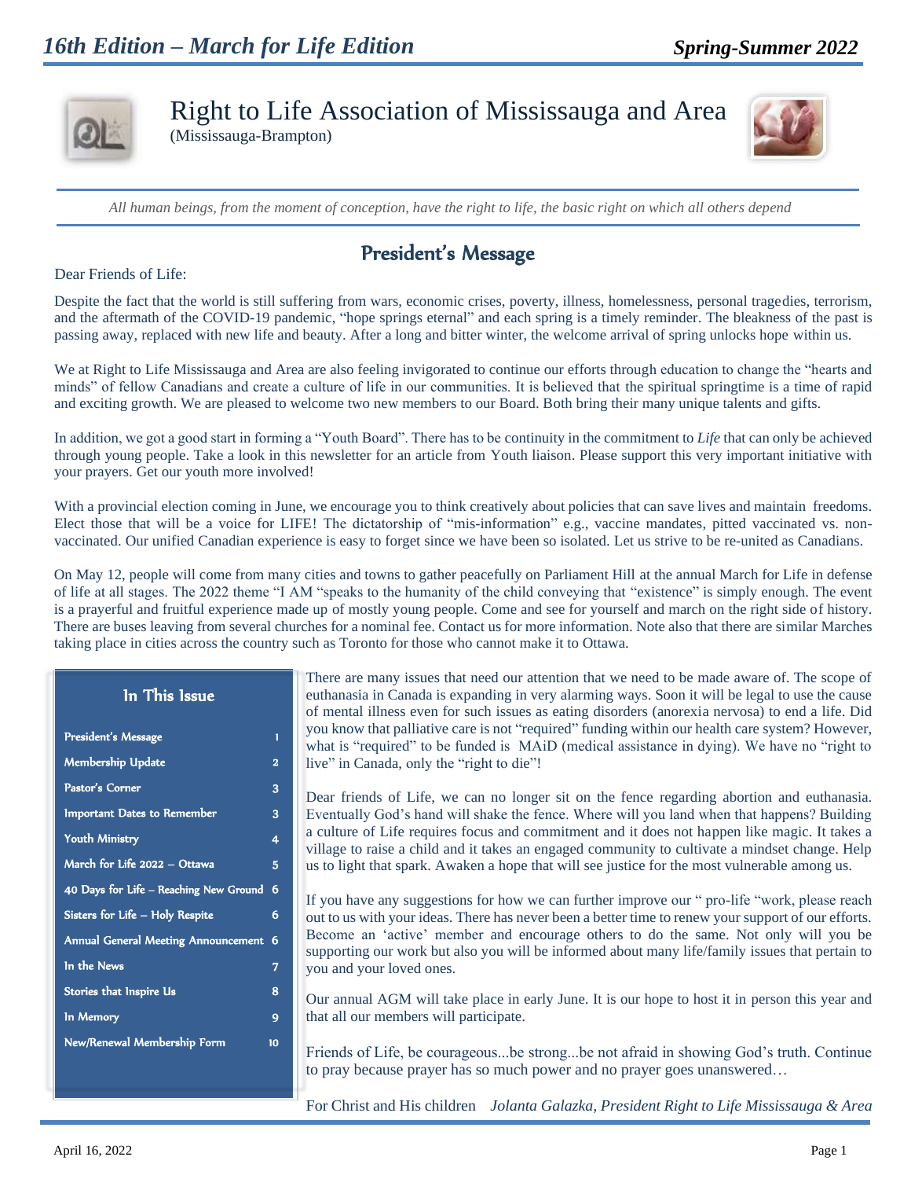# 16th Edition – March for Life Edition

**Spring-Summer 2022**

## Right to Life Association of Mississauga and Area
(Mississauga-Brampton)

*All human beings, from the moment of conception, have the right to life, the basic right on which all others depend*

## President's Message

Dear Friends of Life:

Despite the fact that the world is still suffering from wars, economic crises, poverty, illness, homelessness, personal tragedies, terrorism, and the aftermath of the COVID-19 pandemic, "hope springs eternal" and each spring is a timely reminder. The bleakness of the past is passing away, replaced with new life and beauty. After a long and bitter winter, the welcome arrival of spring unlocks hope within us.

We at Right to Life Mississauga and Area are also feeling invigorated to continue our efforts through education to change the "hearts and minds" of fellow Canadians and create a culture of life in our communities. It is believed that the spiritual springtime is a time of rapid and exciting growth. We are pleased to welcome two new members to our Board. Both bring their many unique talents and gifts.

In addition, we got a good start in forming a "Youth Board". There has to be continuity in the commitment to *Life* that can only be achieved through young people. Take a look in this newsletter for an article from Youth liaison. Please support this very important initiative with your prayers. Get our youth more involved!

With a provincial election coming in June, we encourage you to think creatively about policies that can save lives and maintain freedoms. Elect those that will be a voice for LIFE! The dictatorship of "mis-information" e.g., vaccine mandates, pitted vaccinated vs. non-vaccinated. Our unified Canadian experience is easy to forget since we have been so isolated. Let us strive to be re-united as Canadians.

On May 12, people will come from many cities and towns to gather peacefully on Parliament Hill at the annual March for Life in defense of life at all stages. The 2022 theme "I AM "speaks to the humanity of the child conveying that "existence" is simply enough. The event is a prayerful and fruitful experience made up of mostly young people. Come and see for yourself and march on the right side of history. There are buses leaving from several churches for a nominal fee. Contact us for more information. Note also that there are similar Marches taking place in cities across the country such as Toronto for those who cannot make it to Ottawa.

There are many issues that need our attention that we need to be made aware of. The scope of euthanasia in Canada is expanding in very alarming ways. Soon it will be legal to use the cause of mental illness even for such issues as eating disorders (anorexia nervosa) to end a life. Did you know that palliative care is not "required" funding within our health care system? However, what is "required" to be funded is MAiD (medical assistance in dying). We have no "right to live" in Canada, only the "right to die"!

Dear friends of Life, we can no longer sit on the fence regarding abortion and euthanasia. Eventually God's hand will shake the fence. Where will you land when that happens? Building a culture of Life requires focus and commitment and it does not happen like magic. It takes a village to raise a child and it takes an engaged community to cultivate a mindset change. Help us to light that spark. Awaken a hope that will see justice for the most vulnerable among us.

If you have any suggestions for how we can further improve our " pro-life "work, please reach out to us with your ideas. There has never been a better time to renew your support of our efforts. Become an 'active' member and encourage others to do the same. Not only will you be supporting our work but also you will be informed about many life/family issues that pertain to you and your loved ones.

Our annual AGM will take place in early June. It is our hope to host it in person this year and that all our members will participate.

Friends of Life, be courageous...be strong...be not afraid in showing God's truth. Continue to pray because prayer has so much power and no prayer goes unanswered…

For Christ and His children *Jolanta Galazka, President Right to Life Mississauga & Area*

### In This Issue

| Section | Page |
|---|---|
| President's Message | 1 |
| Membership Update | 2 |
| Pastor's Corner | 3 |
| Important Dates to Remember | 3 |
| Youth Ministry | 4 |
| March for Life 2022 – Ottawa | 5 |
| 40 Days for Life – Reaching New Ground | 6 |
| Sisters for Life – Holy Respite | 6 |
| Annual General Meeting Announcement | 6 |
| In the News | 7 |
| Stories that Inspire Us | 8 |
| In Memory | 9 |
| New/Renewal Membership Form | 10 |

April 16, 2022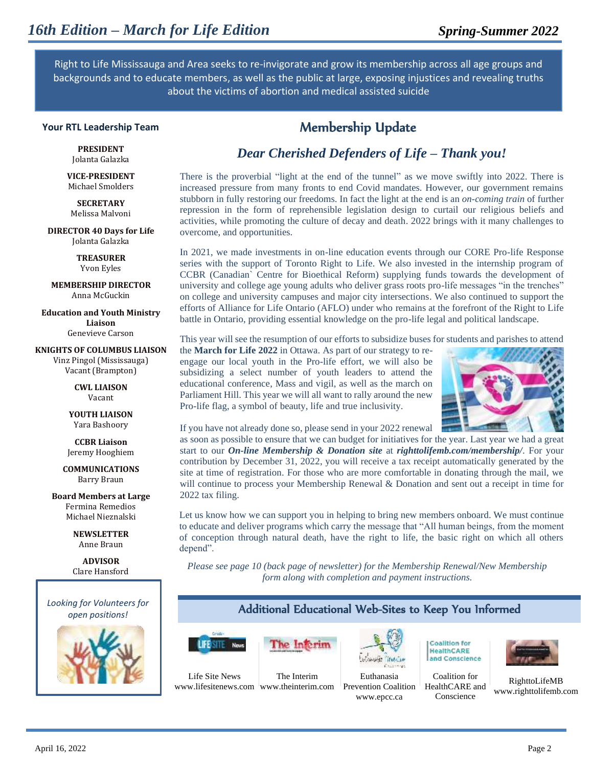## 16th Edition – March for Life Edition

**Spring-Summer 2022**

Right to Life Mississauga and Area seeks to re-invigorate and grow its membership across all age groups and backgrounds and to educate members, as well as the public at large, exposing injustices and revealing truths about the victims of abortion and medical assisted suicide

### Your RTL Leadership Team

**PRESIDENT**
Jolanta Galazka

**VICE-PRESIDENT**
Michael Smolders

**SECRETARY**
Melissa Malvoni

**DIRECTOR 40 Days for Life**
Jolanta Galazka

**TREASURER**
Yvon Eyles

**MEMBERSHIP DIRECTOR**
Anna McGuckin

**Education and Youth Ministry Liaison**
Genevieve Carson

**KNIGHTS OF COLUMBUS LIAISON**
Vinz Pingol (Mississauga)
Vacant (Brampton)

**CWL LIAISON**
Vacant

**YOUTH LIAISON**
Yara Bashoory

**CCBR Liaison**
Jeremy Hooghiem

**COMMUNICATIONS**
Barry Braun

**Board Members at Large**
Fermina Remedios
Michael Nieznalski

**NEWSLETTER**
Anne Braun

**ADVISOR**
Clare Hansford

*Looking for Volunteers for open positions!*

## Membership Update

### *Dear Cherished Defenders of Life – Thank you!*

There is the proverbial "light at the end of the tunnel" as we move swiftly into 2022. There is increased pressure from many fronts to end Covid mandates. However, our government remains stubborn in fully restoring our freedoms. In fact the light at the end is an *on-coming train* of further repression in the form of reprehensible legislation design to curtail our religious beliefs and activities, while promoting the culture of decay and death. 2022 brings with it many challenges to overcome, and opportunities.

In 2021, we made investments in on-line education events through our CORE Pro-life Response series with the support of Toronto Right to Life. We also invested in the internship program of CCBR (Canadian` Centre for Bioethical Reform) supplying funds towards the development of university and college age young adults who deliver grass roots pro-life messages "in the trenches" on college and university campuses and major city intersections. We also continued to support the efforts of Alliance for Life Ontario (AFLO) under who remains at the forefront of the Right to Life battle in Ontario, providing essential knowledge on the pro-life legal and political landscape.

This year will see the resumption of our efforts to subsidize buses for students and parishes to attend the **March for Life 2022** in Ottawa. As part of our strategy to re-engage our local youth in the Pro-life effort, we will also be subsidizing a select number of youth leaders to attend the educational conference, Mass and vigil, as well as the march on Parliament Hill. This year we will all want to rally around the new Pro-life flag, a symbol of beauty, life and true inclusivity.

If you have not already done so, please send in your 2022 renewal as soon as possible to ensure that we can budget for initiatives for the year. Last year we had a great start to our ***On-line Membership & Donation site*** at ***righttolifemb.com/membership/***. For your contribution by December 31, 2022, you will receive a tax receipt automatically generated by the site at time of registration. For those who are more comfortable in donating through the mail, we will continue to process your Membership Renewal & Donation and sent out a receipt in time for 2022 tax filing.

Let us know how we can support you in helping to bring new members onboard. We must continue to educate and deliver programs which carry the message that "All human beings, from the moment of conception through natural death, have the right to life, the basic right on which all others depend".

*Please see page 10 (back page of newsletter) for the Membership Renewal/New Membership form along with completion and payment instructions.*

## Additional Educational Web-Sites to Keep You Informed

- Life Site News – www.lifesitenews.com
- The Interim – www.theinterim.com
- Euthanasia Prevention Coalition – www.epcc.ca
- Coalition for HealthCARE and Conscience
- RighttoLifeMB – www.righttolifemb.com

April 16, 2022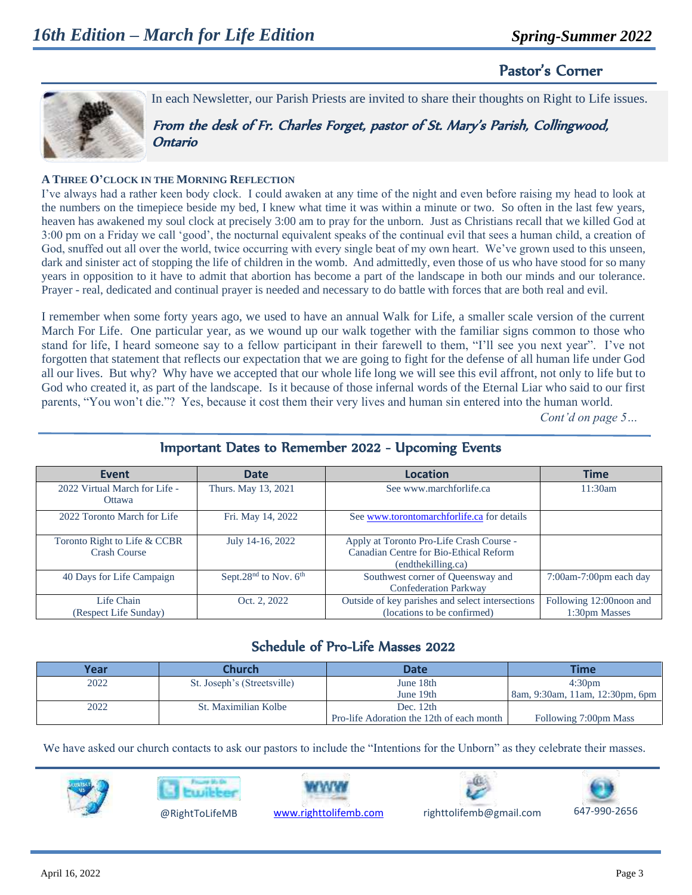## Pastor's Corner

In each Newsletter, our Parish Priests are invited to share their thoughts on Right to Life issues.

*From the desk of Fr. Charles Forget, pastor of St. Mary's Parish, Collingwood, Ontario*

**A THREE O'CLOCK IN THE MORNING REFLECTION**

I've always had a rather keen body clock. I could awaken at any time of the night and even before raising my head to look at the numbers on the timepiece beside my bed, I knew what time it was within a minute or two. So often in the last few years, heaven has awakened my soul clock at precisely 3:00 am to pray for the unborn. Just as Christians recall that we killed God at 3:00 pm on a Friday we call 'good', the nocturnal equivalent speaks of the continual evil that sees a human child, a creation of God, snuffed out all over the world, twice occurring with every single beat of my own heart. We've grown used to this unseen, dark and sinister act of stopping the life of children in the womb. And admittedly, even those of us who have stood for so many years in opposition to it have to admit that abortion has become a part of the landscape in both our minds and our tolerance. Prayer - real, dedicated and continual prayer is needed and necessary to do battle with forces that are both real and evil.

I remember when some forty years ago, we used to have an annual Walk for Life, a smaller scale version of the current March For Life. One particular year, as we wound up our walk together with the familiar signs common to those who stand for life, I heard someone say to a fellow participant in their farewell to them, "I'll see you next year". I've not forgotten that statement that reflects our expectation that we are going to fight for the defense of all human life under God all our lives. But why? Why have we accepted that our whole life long we will see this evil affront, not only to life but to God who created it, as part of the landscape. Is it because of those infernal words of the Eternal Liar who said to our first parents, "You won't die."? Yes, because it cost them their very lives and human sin entered into the human world.

*Cont'd on page 5…*

## Important Dates to Remember 2022 - Upcoming Events

| Event | Date | Location | Time |
|---|---|---|---|
| 2022 Virtual March for Life - Ottawa | Thurs. May 13, 2021 | See www.marchforlife.ca | 11:30am |
| 2022 Toronto March for Life | Fri. May 14, 2022 | See www.torontomarchforlife.ca for details | |
| Toronto Right to Life & CCBR Crash Course | July 14-16, 2022 | Apply at Toronto Pro-Life Crash Course - Canadian Centre for Bio-Ethical Reform (endthekilling.ca) | |
| 40 Days for Life Campaign | Sept.28nd to Nov. 6th | Southwest corner of Queensway and Confederation Parkway | 7:00am-7:00pm each day |
| Life Chain (Respect Life Sunday) | Oct. 2, 2022 | Outside of key parishes and select intersections (locations to be confirmed) | Following 12:00noon and 1:30pm Masses |

## Schedule of Pro-Life Masses 2022

| Year | Church | Date | Time |
|---|---|---|---|
| 2022 | St. Joseph's (Streetsville) | June 18th<br>June 19th | 4:30pm<br>8am, 9:30am, 11am, 12:30pm, 6pm |
| 2022 | St. Maximilian Kolbe | Dec. 12th<br>Pro-life Adoration the 12th of each month | <br>Following 7:00pm Mass |

We have asked our church contacts to ask our pastors to include the "Intentions for the Unborn" as they celebrate their masses.

@RightToLifeMB www.righttolifemb.com righttolifemb@gmail.com 647-990-2656

April 16, 2022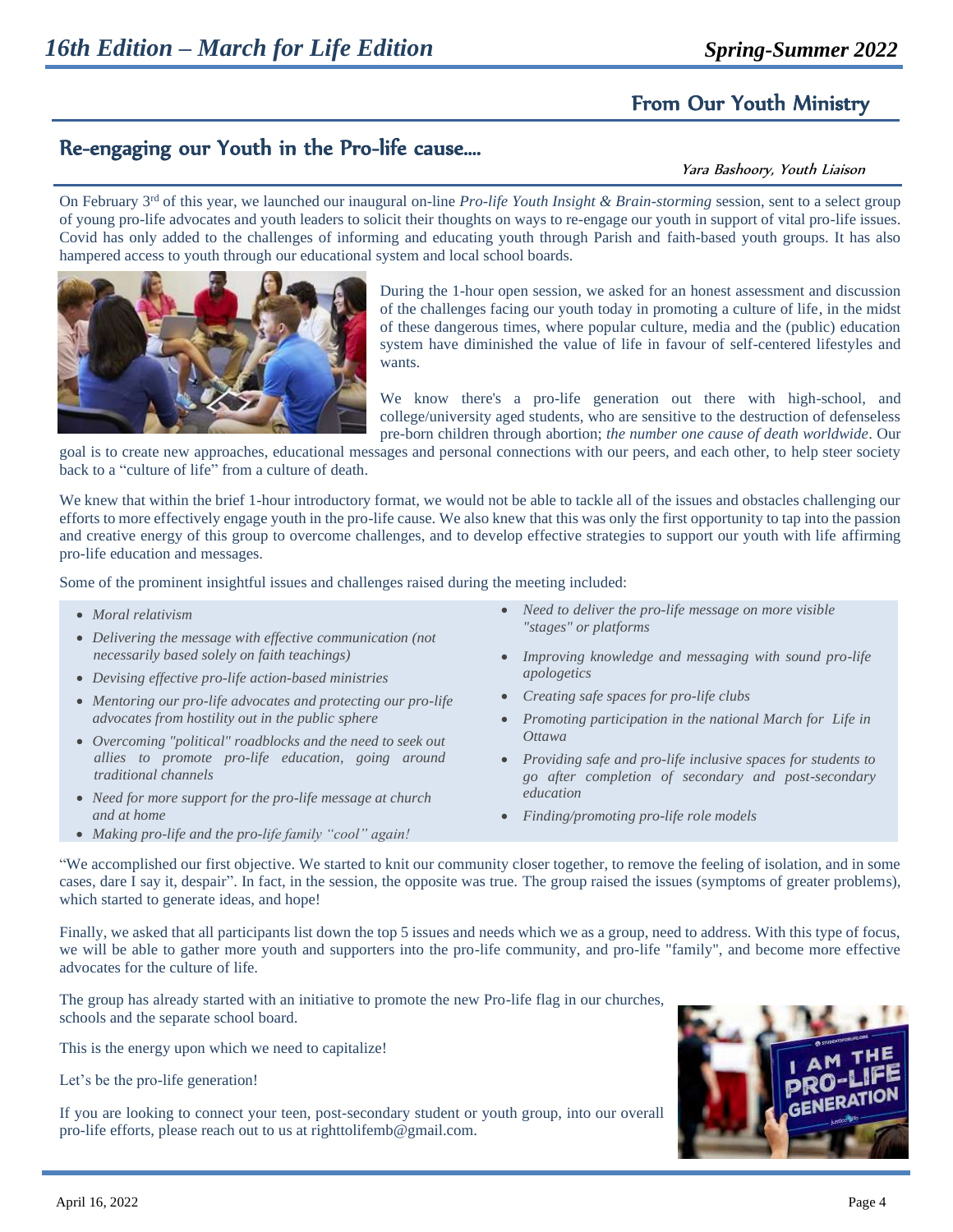## From Our Youth Ministry

## Re-engaging our Youth in the Pro-life cause….

*Yara Bashoory, Youth Liaison*

On February 3rd of this year, we launched our inaugural on-line *Pro-life Youth Insight & Brain-storming* session, sent to a select group of young pro-life advocates and youth leaders to solicit their thoughts on ways to re-engage our youth in support of vital pro-life issues. Covid has only added to the challenges of informing and educating youth through Parish and faith-based youth groups. It has also hampered access to youth through our educational system and local school boards.

During the 1-hour open session, we asked for an honest assessment and discussion of the challenges facing our youth today in promoting a culture of life, in the midst of these dangerous times, where popular culture, media and the (public) education system have diminished the value of life in favour of self-centered lifestyles and wants.

We know there's a pro-life generation out there with high-school, and college/university aged students, who are sensitive to the destruction of defenseless pre-born children through abortion; *the number one cause of death worldwide*. Our goal is to create new approaches, educational messages and personal connections with our peers, and each other, to help steer society back to a "culture of life" from a culture of death.

We knew that within the brief 1-hour introductory format, we would not be able to tackle all of the issues and obstacles challenging our efforts to more effectively engage youth in the pro-life cause. We also knew that this was only the first opportunity to tap into the passion and creative energy of this group to overcome challenges, and to develop effective strategies to support our youth with life affirming pro-life education and messages.

Some of the prominent insightful issues and challenges raised during the meeting included:

- *Moral relativism*
- *Delivering the message with effective communication (not necessarily based solely on faith teachings)*
- *Devising effective pro-life action-based ministries*
- *Mentoring our pro-life advocates and protecting our pro-life advocates from hostility out in the public sphere*
- *Overcoming "political" roadblocks and the need to seek out allies to promote pro-life education, going around traditional channels*
- *Need for more support for the pro-life message at church and at home*
- *Making pro-life and the pro-life family "cool" again!*
- *Need to deliver the pro-life message on more visible "stages" or platforms*
- *Improving knowledge and messaging with sound pro-life apologetics*
- *Creating safe spaces for pro-life clubs*
- *Promoting participation in the national March for Life in Ottawa*
- *Providing safe and pro-life inclusive spaces for students to go after completion of secondary and post-secondary education*
- *Finding/promoting pro-life role models*

"We accomplished our first objective. We started to knit our community closer together, to remove the feeling of isolation, and in some cases, dare I say it, despair". In fact, in the session, the opposite was true. The group raised the issues (symptoms of greater problems), which started to generate ideas, and hope!

Finally, we asked that all participants list down the top 5 issues and needs which we as a group, need to address. With this type of focus, we will be able to gather more youth and supporters into the pro-life community, and pro-life "family", and become more effective advocates for the culture of life.

The group has already started with an initiative to promote the new Pro-life flag in our churches, schools and the separate school board.

This is the energy upon which we need to capitalize!

Let's be the pro-life generation!

If you are looking to connect your teen, post-secondary student or youth group, into our overall pro-life efforts, please reach out to us at righttolifemb@gmail.com.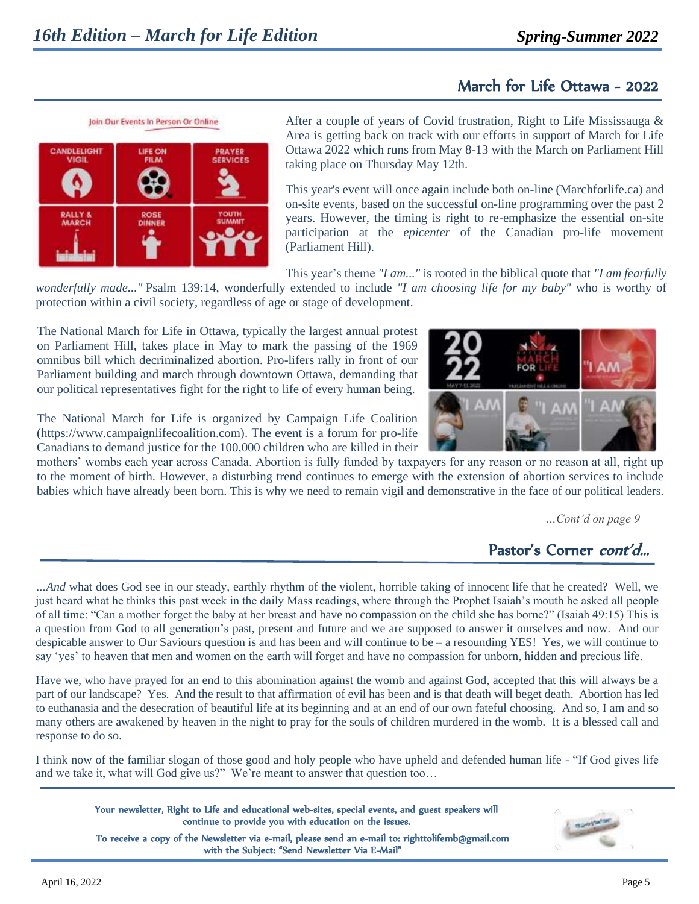## March for Life Ottawa - 2022

After a couple of years of Covid frustration, Right to Life Mississauga & Area is getting back on track with our efforts in support of March for Life Ottawa 2022 which runs from May 8-13 with the March on Parliament Hill taking place on Thursday May 12th.

This year's event will once again include both on-line (Marchforlife.ca) and on-site events, based on the successful on-line programming over the past 2 years. However, the timing is right to re-emphasize the essential on-site participation at the *epicenter* of the Canadian pro-life movement (Parliament Hill).

This year's theme *"I am..."* is rooted in the biblical quote that *"I am fearfully wonderfully made..."* Psalm 139:14, wonderfully extended to include *"I am choosing life for my baby"* who is worthy of protection within a civil society, regardless of age or stage of development.

The National March for Life in Ottawa, typically the largest annual protest on Parliament Hill, takes place in May to mark the passing of the 1969 omnibus bill which decriminalized abortion. Pro-lifers rally in front of our Parliament building and march through downtown Ottawa, demanding that our political representatives fight for the right to life of every human being.

The National March for Life is organized by Campaign Life Coalition (https://www.campaignlifecoalition.com). The event is a forum for pro-life Canadians to demand justice for the 100,000 children who are killed in their mothers' wombs each year across Canada. Abortion is fully funded by taxpayers for any reason or no reason at all, right up to the moment of birth. However, a disturbing trend continues to emerge with the extension of abortion services to include babies which have already been born. This is why we need to remain vigil and demonstrative in the face of our political leaders.

*...Cont'd on page 9*

## Pastor's Corner *cont'd...*

*...And* what does God see in our steady, earthly rhythm of the violent, horrible taking of innocent life that he created? Well, we just heard what he thinks this past week in the daily Mass readings, where through the Prophet Isaiah's mouth he asked all people of all time: "Can a mother forget the baby at her breast and have no compassion on the child she has borne?" (Isaiah 49:15) This is a question from God to all generation's past, present and future and we are supposed to answer it ourselves and now. And our despicable answer to Our Saviours question is and has been and will continue to be – a resounding YES! Yes, we will continue to say 'yes' to heaven that men and women on the earth will forget and have no compassion for unborn, hidden and precious life.

Have we, who have prayed for an end to this abomination against the womb and against God, accepted that this will always be a part of our landscape? Yes. And the result to that affirmation of evil has been and is that death will beget death. Abortion has led to euthanasia and the desecration of beautiful life at its beginning and at an end of our own fateful choosing. And so, I am and so many others are awakened by heaven in the night to pray for the souls of children murdered in the womb. It is a blessed call and response to do so.

I think now of the familiar slogan of those good and holy people who have upheld and defended human life - "If God gives life and we take it, what will God give us?" We're meant to answer that question too…

**Your newsletter, Right to Life and educational web-sites, special events, and guest speakers will continue to provide you with education on the issues.**

**To receive a copy of the Newsletter via e-mail, please send an e-mail to: righttolifemb@gmail.com with the Subject: "Send Newsletter Via E-Mail"**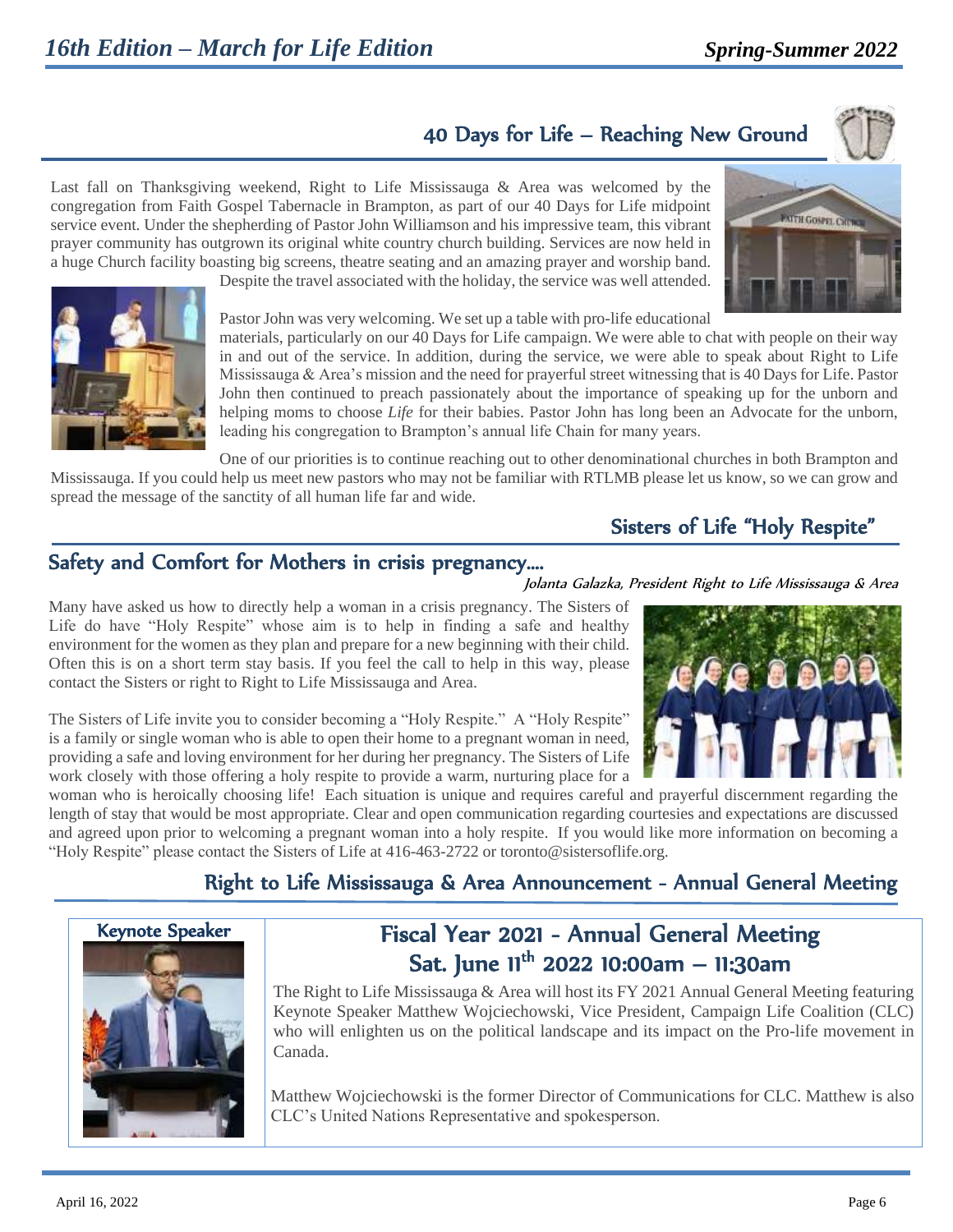## 40 Days for Life – Reaching New Ground

Last fall on Thanksgiving weekend, Right to Life Mississauga & Area was welcomed by the congregation from Faith Gospel Tabernacle in Brampton, as part of our 40 Days for Life midpoint service event. Under the shepherding of Pastor John Williamson and his impressive team, this vibrant prayer community has outgrown its original white country church building. Services are now held in a huge Church facility boasting big screens, theatre seating and an amazing prayer and worship band. Despite the travel associated with the holiday, the service was well attended.

Pastor John was very welcoming. We set up a table with pro-life educational materials, particularly on our 40 Days for Life campaign. We were able to chat with people on their way in and out of the service. In addition, during the service, we were able to speak about Right to Life Mississauga & Area's mission and the need for prayerful street witnessing that is 40 Days for Life. Pastor John then continued to preach passionately about the importance of speaking up for the unborn and helping moms to choose *Life* for their babies. Pastor John has long been an Advocate for the unborn, leading his congregation to Brampton's annual life Chain for many years.

One of our priorities is to continue reaching out to other denominational churches in both Brampton and Mississauga. If you could help us meet new pastors who may not be familiar with RTLMB please let us know, so we can grow and spread the message of the sanctity of all human life far and wide.

## Sisters of Life "Holy Respite"

### Safety and Comfort for Mothers in crisis pregnancy….

*Jolanta Galazka, President Right to Life Mississauga & Area*

Many have asked us how to directly help a woman in a crisis pregnancy. The Sisters of Life do have "Holy Respite" whose aim is to help in finding a safe and healthy environment for the women as they plan and prepare for a new beginning with their child. Often this is on a short term stay basis. If you feel the call to help in this way, please contact the Sisters or right to Right to Life Mississauga and Area.

The Sisters of Life invite you to consider becoming a "Holy Respite." A "Holy Respite" is a family or single woman who is able to open their home to a pregnant woman in need, providing a safe and loving environment for her during her pregnancy. The Sisters of Life work closely with those offering a holy respite to provide a warm, nurturing place for a woman who is heroically choosing life! Each situation is unique and requires careful and prayerful discernment regarding the length of stay that would be most appropriate. Clear and open communication regarding courtesies and expectations are discussed and agreed upon prior to welcoming a pregnant woman into a holy respite. If you would like more information on becoming a "Holy Respite" please contact the Sisters of Life at 416-463-2722 or toronto@sistersoflife.org.

## Right to Life Mississauga & Area Announcement - Annual General Meeting

**Keynote Speaker**

### Fiscal Year 2021 - Annual General Meeting
### Sat. June 11th 2022 10:00am – 11:30am

The Right to Life Mississauga & Area will host its FY 2021 Annual General Meeting featuring Keynote Speaker Matthew Wojciechowski, Vice President, Campaign Life Coalition (CLC) who will enlighten us on the political landscape and its impact on the Pro-life movement in Canada.

Matthew Wojciechowski is the former Director of Communications for CLC. Matthew is also CLC's United Nations Representative and spokesperson.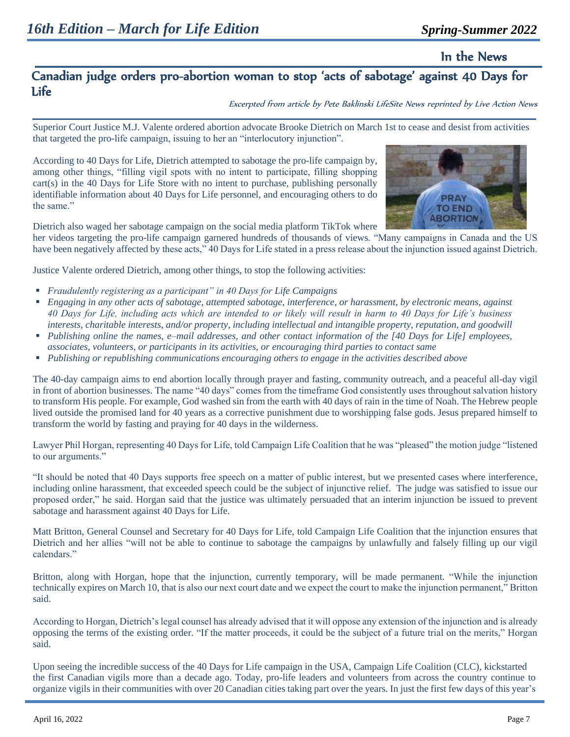## In the News

## Canadian judge orders pro-abortion woman to stop 'acts of sabotage' against 40 Days for Life

*Excerpted from article by Pete Baklinski LifeSite News reprinted by Live Action News*

Superior Court Justice M.J. Valente ordered abortion advocate Brooke Dietrich on March 1st to cease and desist from activities that targeted the pro-life campaign, issuing to her an "interlocutory injunction".

According to 40 Days for Life, Dietrich attempted to sabotage the pro-life campaign by, among other things, "filling vigil spots with no intent to participate, filling shopping cart(s) in the 40 Days for Life Store with no intent to purchase, publishing personally identifiable information about 40 Days for Life personnel, and encouraging others to do the same."

Dietrich also waged her sabotage campaign on the social media platform TikTok where her videos targeting the pro-life campaign garnered hundreds of thousands of views. "Many campaigns in Canada and the US have been negatively affected by these acts," 40 Days for Life stated in a press release about the injunction issued against Dietrich.

Justice Valente ordered Dietrich, among other things, to stop the following activities:

- *Fraudulently registering as a participant" in 40 Days for Life Campaigns*
- *Engaging in any other acts of sabotage, attempted sabotage, interference, or harassment, by electronic means, against 40 Days for Life, including acts which are intended to or likely will result in harm to 40 Days for Life's business interests, charitable interests, and/or property, including intellectual and intangible property, reputation, and goodwill*
- *Publishing online the names, e–mail addresses, and other contact information of the [40 Days for Life] employees, associates, volunteers, or participants in its activities, or encouraging third parties to contact same*
- *Publishing or republishing communications encouraging others to engage in the activities described above*

The 40-day campaign aims to end abortion locally through prayer and fasting, community outreach, and a peaceful all-day vigil in front of abortion businesses. The name "40 days" comes from the timeframe God consistently uses throughout salvation history to transform His people. For example, God washed sin from the earth with 40 days of rain in the time of Noah. The Hebrew people lived outside the promised land for 40 years as a corrective punishment due to worshipping false gods. Jesus prepared himself to transform the world by fasting and praying for 40 days in the wilderness.

Lawyer Phil Horgan, representing 40 Days for Life, told Campaign Life Coalition that he was "pleased" the motion judge "listened to our arguments."

"It should be noted that 40 Days supports free speech on a matter of public interest, but we presented cases where interference, including online harassment, that exceeded speech could be the subject of injunctive relief. The judge was satisfied to issue our proposed order," he said. Horgan said that the justice was ultimately persuaded that an interim injunction be issued to prevent sabotage and harassment against 40 Days for Life.

Matt Britton, General Counsel and Secretary for 40 Days for Life, told Campaign Life Coalition that the injunction ensures that Dietrich and her allies "will not be able to continue to sabotage the campaigns by unlawfully and falsely filling up our vigil calendars."

Britton, along with Horgan, hope that the injunction, currently temporary, will be made permanent. "While the injunction technically expires on March 10, that is also our next court date and we expect the court to make the injunction permanent," Britton said.

According to Horgan, Dietrich's legal counsel has already advised that it will oppose any extension of the injunction and is already opposing the terms of the existing order. "If the matter proceeds, it could be the subject of a future trial on the merits," Horgan said.

Upon seeing the incredible success of the 40 Days for Life campaign in the USA, Campaign Life Coalition (CLC), kickstarted the first Canadian vigils more than a decade ago. Today, pro-life leaders and volunteers from across the country continue to organize vigils in their communities with over 20 Canadian cities taking part over the years. In just the first few days of this year's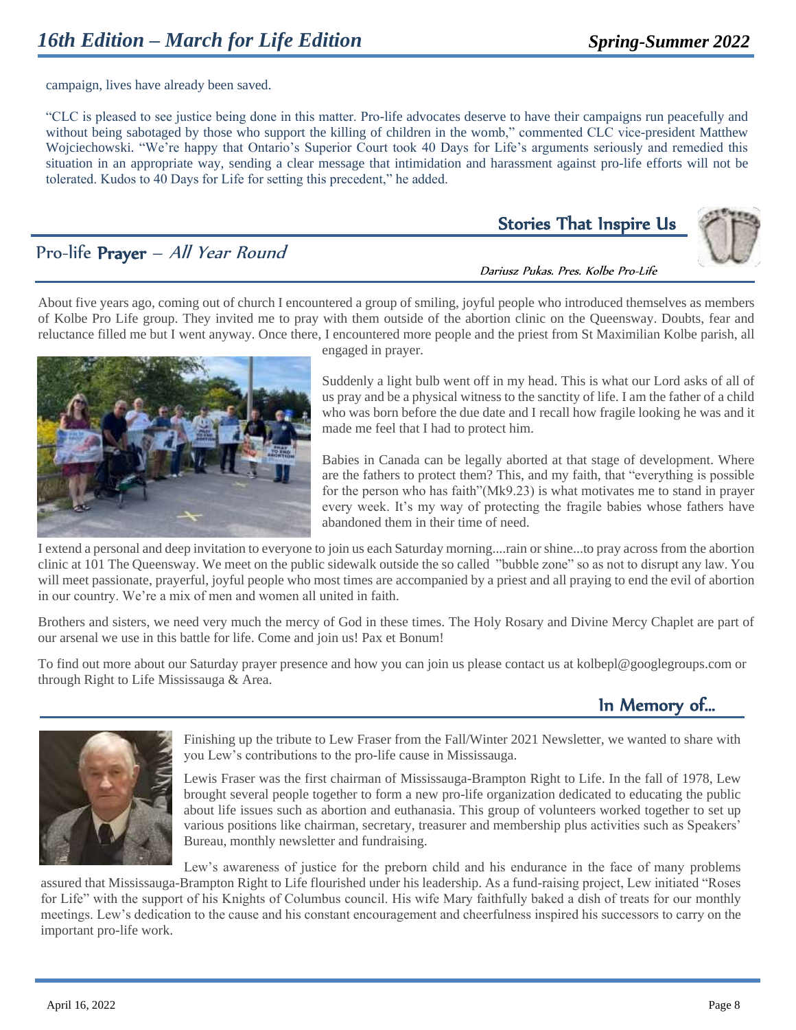campaign, lives have already been saved.

"CLC is pleased to see justice being done in this matter. Pro-life advocates deserve to have their campaigns run peacefully and without being sabotaged by those who support the killing of children in the womb," commented CLC vice-president Matthew Wojciechowski. "We're happy that Ontario's Superior Court took 40 Days for Life's arguments seriously and remedied this situation in an appropriate way, sending a clear message that intimidation and harassment against pro-life efforts will not be tolerated. Kudos to 40 Days for Life for setting this precedent," he added.

## Stories That Inspire Us

## Pro-life **Prayer** – *All Year Round*

*Dariusz Pukas. Pres. Kolbe Pro-Life*

About five years ago, coming out of church I encountered a group of smiling, joyful people who introduced themselves as members of Kolbe Pro Life group. They invited me to pray with them outside of the abortion clinic on the Queensway. Doubts, fear and reluctance filled me but I went anyway. Once there, I encountered more people and the priest from St Maximilian Kolbe parish, all engaged in prayer.

Suddenly a light bulb went off in my head. This is what our Lord asks of all of us pray and be a physical witness to the sanctity of life. I am the father of a child who was born before the due date and I recall how fragile looking he was and it made me feel that I had to protect him.

Babies in Canada can be legally aborted at that stage of development. Where are the fathers to protect them? This, and my faith, that "everything is possible for the person who has faith"(Mk9.23) is what motivates me to stand in prayer every week. It's my way of protecting the fragile babies whose fathers have abandoned them in their time of need.

I extend a personal and deep invitation to everyone to join us each Saturday morning....rain or shine...to pray across from the abortion clinic at 101 The Queensway. We meet on the public sidewalk outside the so called "bubble zone" so as not to disrupt any law. You will meet passionate, prayerful, joyful people who most times are accompanied by a priest and all praying to end the evil of abortion in our country. We're a mix of men and women all united in faith.

Brothers and sisters, we need very much the mercy of God in these times. The Holy Rosary and Divine Mercy Chaplet are part of our arsenal we use in this battle for life. Come and join us! Pax et Bonum!

To find out more about our Saturday prayer presence and how you can join us please contact us at kolbepl@googlegroups.com or through Right to Life Mississauga & Area.

## In Memory of…

Finishing up the tribute to Lew Fraser from the Fall/Winter 2021 Newsletter, we wanted to share with you Lew's contributions to the pro-life cause in Mississauga.

Lewis Fraser was the first chairman of Mississauga-Brampton Right to Life. In the fall of 1978, Lew brought several people together to form a new pro-life organization dedicated to educating the public about life issues such as abortion and euthanasia. This group of volunteers worked together to set up various positions like chairman, secretary, treasurer and membership plus activities such as Speakers' Bureau, monthly newsletter and fundraising.

Lew's awareness of justice for the preborn child and his endurance in the face of many problems assured that Mississauga-Brampton Right to Life flourished under his leadership. As a fund-raising project, Lew initiated "Roses for Life" with the support of his Knights of Columbus council. His wife Mary faithfully baked a dish of treats for our monthly meetings. Lew's dedication to the cause and his constant encouragement and cheerfulness inspired his successors to carry on the important pro-life work.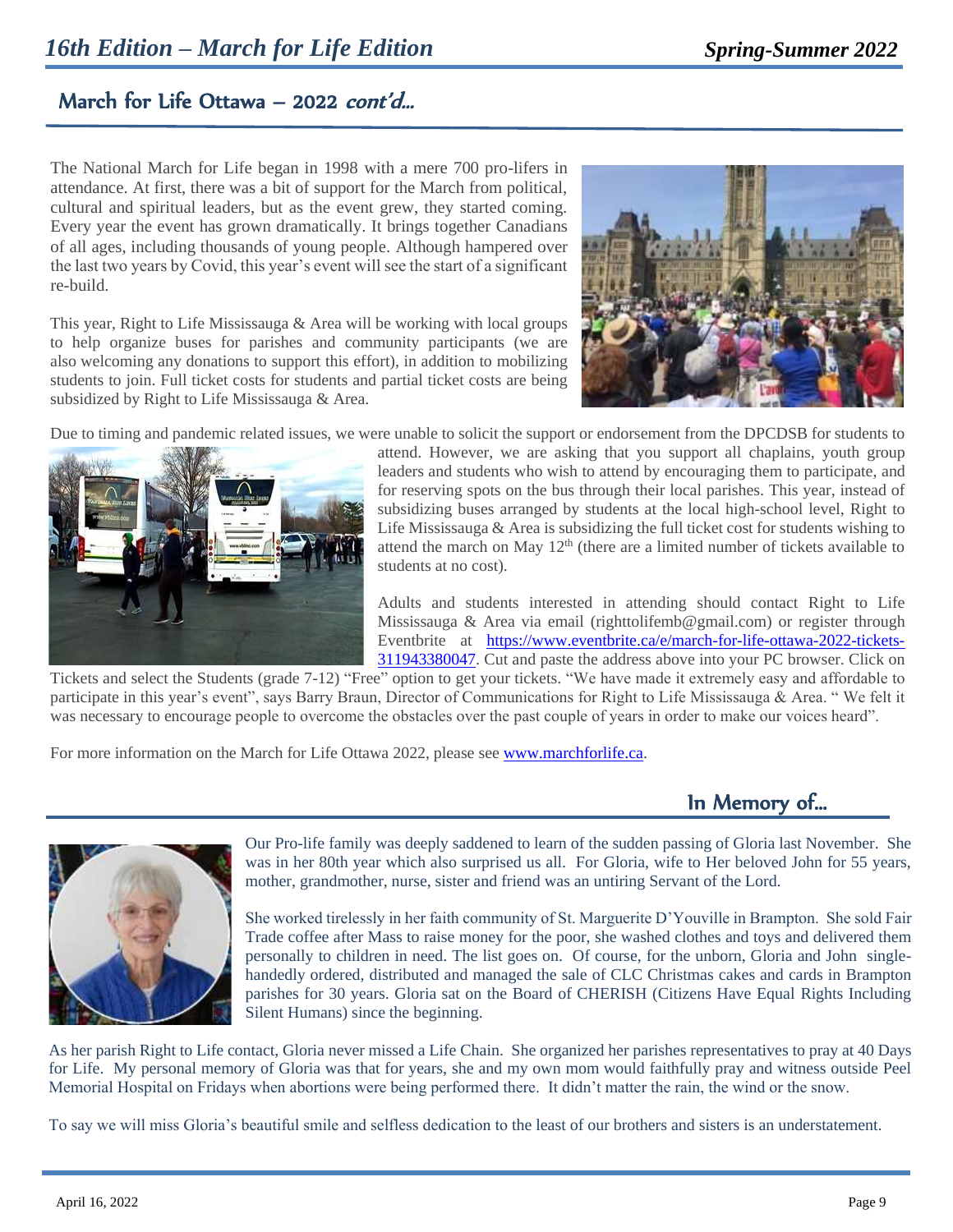## March for Life Ottawa – 2022 *cont'd…*

The National March for Life began in 1998 with a mere 700 pro-lifers in attendance. At first, there was a bit of support for the March from political, cultural and spiritual leaders, but as the event grew, they started coming. Every year the event has grown dramatically. It brings together Canadians of all ages, including thousands of young people. Although hampered over the last two years by Covid, this year's event will see the start of a significant re-build.

This year, Right to Life Mississauga & Area will be working with local groups to help organize buses for parishes and community participants (we are also welcoming any donations to support this effort), in addition to mobilizing students to join. Full ticket costs for students and partial ticket costs are being subsidized by Right to Life Mississauga & Area.

Due to timing and pandemic related issues, we were unable to solicit the support or endorsement from the DPCDSB for students to attend. However, we are asking that you support all chaplains, youth group leaders and students who wish to attend by encouraging them to participate, and for reserving spots on the bus through their local parishes. This year, instead of subsidizing buses arranged by students at the local high-school level, Right to Life Mississauga & Area is subsidizing the full ticket cost for students wishing to attend the march on May 12th (there are a limited number of tickets available to students at no cost).

Adults and students interested in attending should contact Right to Life Mississauga & Area via email (righttolifemb@gmail.com) or register through Eventbrite at https://www.eventbrite.ca/e/march-for-life-ottawa-2022-tickets-311943380047. Cut and paste the address above into your PC browser. Click on Tickets and select the Students (grade 7-12) "Free" option to get your tickets. "We have made it extremely easy and affordable to participate in this year's event", says Barry Braun, Director of Communications for Right to Life Mississauga & Area. " We felt it was necessary to encourage people to overcome the obstacles over the past couple of years in order to make our voices heard".

For more information on the March for Life Ottawa 2022, please see www.marchforlife.ca.

## In Memory of…

Our Pro-life family was deeply saddened to learn of the sudden passing of Gloria last November. She was in her 80th year which also surprised us all. For Gloria, wife to Her beloved John for 55 years, mother, grandmother, nurse, sister and friend was an untiring Servant of the Lord.

She worked tirelessly in her faith community of St. Marguerite D'Youville in Brampton. She sold Fair Trade coffee after Mass to raise money for the poor, she washed clothes and toys and delivered them personally to children in need. The list goes on. Of course, for the unborn, Gloria and John single-handedly ordered, distributed and managed the sale of CLC Christmas cakes and cards in Brampton parishes for 30 years. Gloria sat on the Board of CHERISH (Citizens Have Equal Rights Including Silent Humans) since the beginning.

As her parish Right to Life contact, Gloria never missed a Life Chain. She organized her parishes representatives to pray at 40 Days for Life. My personal memory of Gloria was that for years, she and my own mom would faithfully pray and witness outside Peel Memorial Hospital on Fridays when abortions were being performed there. It didn't matter the rain, the wind or the snow.

To say we will miss Gloria's beautiful smile and selfless dedication to the least of our brothers and sisters is an understatement.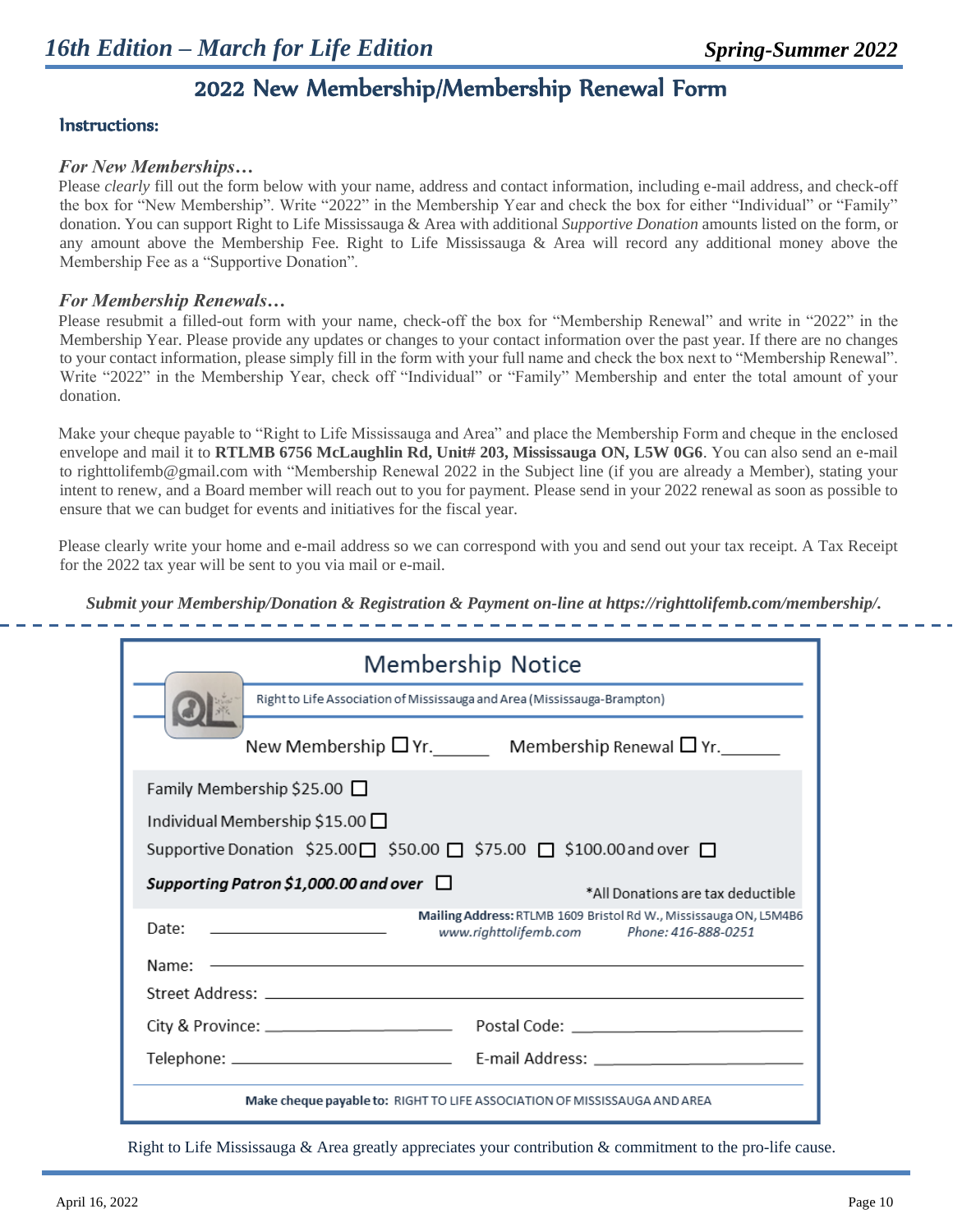# 2022 New Membership/Membership Renewal Form

## Instructions:

### *For New Memberships…*

Please *clearly* fill out the form below with your name, address and contact information, including e-mail address, and check-off the box for "New Membership". Write "2022" in the Membership Year and check the box for either "Individual" or "Family" donation. You can support Right to Life Mississauga & Area with additional *Supportive Donation* amounts listed on the form, or any amount above the Membership Fee. Right to Life Mississauga & Area will record any additional money above the Membership Fee as a "Supportive Donation".

### *For Membership Renewals…*

Please resubmit a filled-out form with your name, check-off the box for "Membership Renewal" and write in "2022" in the Membership Year. Please provide any updates or changes to your contact information over the past year. If there are no changes to your contact information, please simply fill in the form with your full name and check the box next to "Membership Renewal". Write "2022" in the Membership Year, check off "Individual" or "Family" Membership and enter the total amount of your donation.

Make your cheque payable to "Right to Life Mississauga and Area" and place the Membership Form and cheque in the enclosed envelope and mail it to **RTLMB 6756 McLaughlin Rd, Unit# 203, Mississauga ON, L5W 0G6**. You can also send an e-mail to righttolifemb@gmail.com with "Membership Renewal 2022 in the Subject line (if you are already a Member), stating your intent to renew, and a Board member will reach out to you for payment. Please send in your 2022 renewal as soon as possible to ensure that we can budget for events and initiatives for the fiscal year.

Please clearly write your home and e-mail address so we can correspond with you and send out your tax receipt. A Tax Receipt for the 2022 tax year will be sent to you via mail or e-mail.

***Submit your Membership/Donation & Registration & Payment on-line at https://righttolifemb.com/membership/.***

---

## Membership Notice

Right to Life Association of Mississauga and Area (Mississauga-Brampton)

New Membership ☐ Yr.______ Membership Renewal ☐ Yr.______

Family Membership $25.00 ☐

Individual Membership $15.00 ☐

Supportive Donation $25.00 ☐ $50.00 ☐ $75.00 ☐ $100.00 and over ☐

***Supporting Patron $1,000.00 and over*** ☐

*All Donations are tax deductible

**Mailing Address:** RTLMB 1609 Bristol Rd W., Mississauga ON, L5M4B6
*www.righttolifemb.com* *Phone: 416-888-0251*

Date: ____________________

Name: ____________________

Street Address: ____________________

City & Province: ____________________ Postal Code: ____________________

Telephone: ____________________ E-mail Address: ____________________

**Make cheque payable to:** RIGHT TO LIFE ASSOCIATION OF MISSISSAUGA AND AREA

Right to Life Mississauga & Area greatly appreciates your contribution & commitment to the pro-life cause.